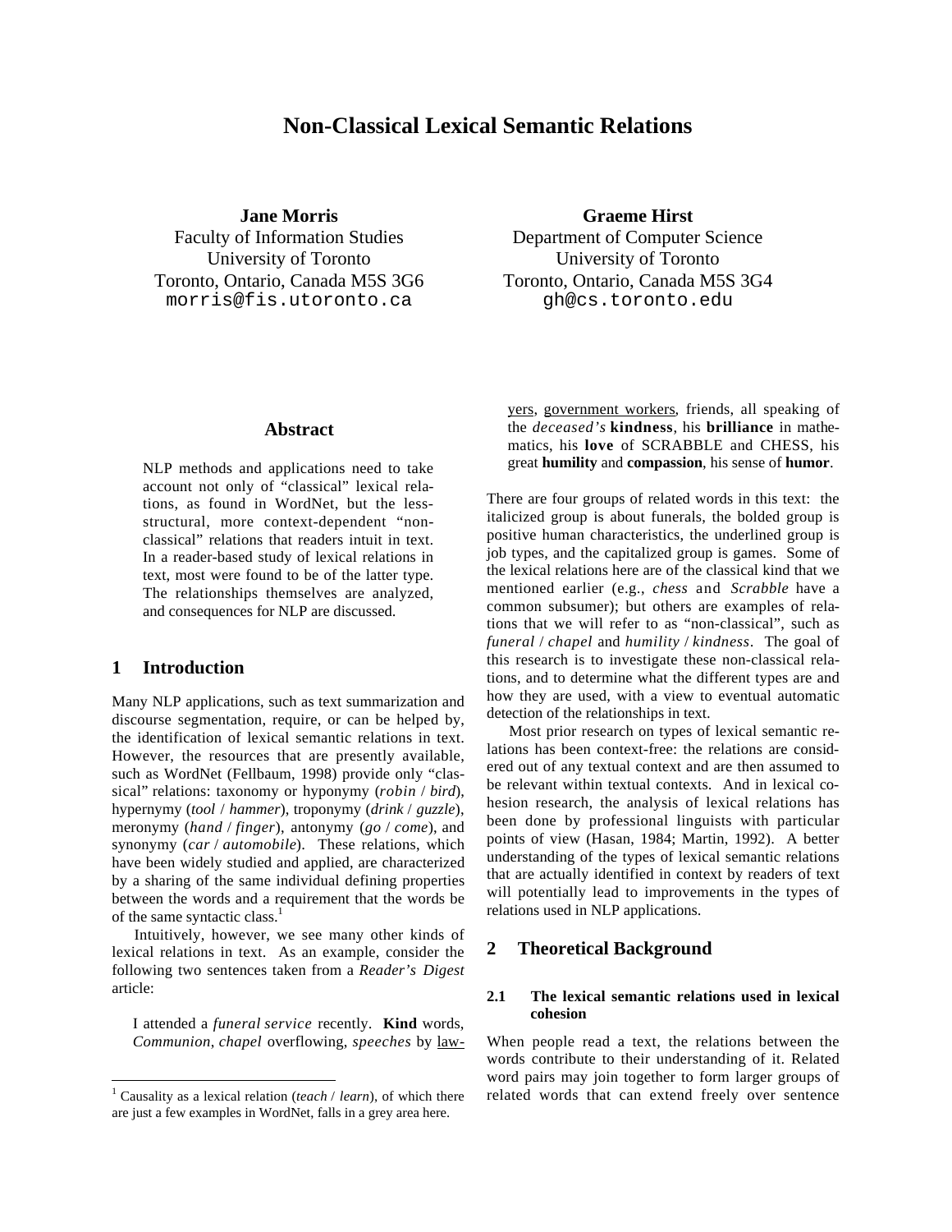# Non-Classical Lexical Semantic Relations

**Jane Morris**
Faculty of Information Studies
University of Toronto
Toronto, Ontario, Canada M5S 3G6
morris@fis.utoronto.ca

**Graeme Hirst**
Department of Computer Science
University of Toronto
Toronto, Ontario, Canada M5S 3G4
gh@cs.toronto.edu

## Abstract

NLP methods and applications need to take account not only of "classical" lexical relations, as found in WordNet, but the less-structural, more context-dependent "non-classical" relations that readers intuit in text. In a reader-based study of lexical relations in text, most were found to be of the latter type. The relationships themselves are analyzed, and consequences for NLP are discussed.

## 1 Introduction

Many NLP applications, such as text summarization and discourse segmentation, require, or can be helped by, the identification of lexical semantic relations in text. However, the resources that are presently available, such as WordNet (Fellbaum, 1998) provide only "classical" relations: taxonomy or hyponymy (*robin* / *bird*), hypernymy (*tool* / *hammer*), troponymy (*drink* / *guzzle*), meronymy (*hand* / *finger*), antonymy (*go* / *come*), and synonymy (*car* / *automobile*). These relations, which have been widely studied and applied, are characterized by a sharing of the same individual defining properties between the words and a requirement that the words be of the same syntactic class.[1]

Intuitively, however, we see many other kinds of lexical relations in text. As an example, consider the following two sentences taken from a *Reader's Digest* article:

> I attended a *funeral service* recently. **Kind** words, *Communion*, *chapel* overflowing, *speeches* by <u>lawyers</u>, <u>government workers</u>, friends, all speaking of the *deceased's* **kindness**, his **brilliance** in mathematics, his **love** of SCRABBLE and CHESS, his great **humility** and **compassion**, his sense of **humor**.

There are four groups of related words in this text: the italicized group is about funerals, the bolded group is positive human characteristics, the underlined group is job types, and the capitalized group is games. Some of the lexical relations here are of the classical kind that we mentioned earlier (e.g., *chess* and *Scrabble* have a common subsumer); but others are examples of relations that we will refer to as "non-classical", such as *funeral* / *chapel* and *humility* / *kindness*. The goal of this research is to investigate these non-classical relations, and to determine what the different types are and how they are used, with a view to eventual automatic detection of the relationships in text.

Most prior research on types of lexical semantic relations has been context-free: the relations are considered out of any textual context and are then assumed to be relevant within textual contexts. And in lexical cohesion research, the analysis of lexical relations has been done by professional linguists with particular points of view (Hasan, 1984; Martin, 1992). A better understanding of the types of lexical semantic relations that are actually identified in context by readers of text will potentially lead to improvements in the types of relations used in NLP applications.

## 2 Theoretical Background

### 2.1 The lexical semantic relations used in lexical cohesion

When people read a text, the relations between the words contribute to their understanding of it. Related word pairs may join together to form larger groups of related words that can extend freely over sentence

[1] Causality as a lexical relation (*teach* / *learn*), of which there are just a few examples in WordNet, falls in a grey area here.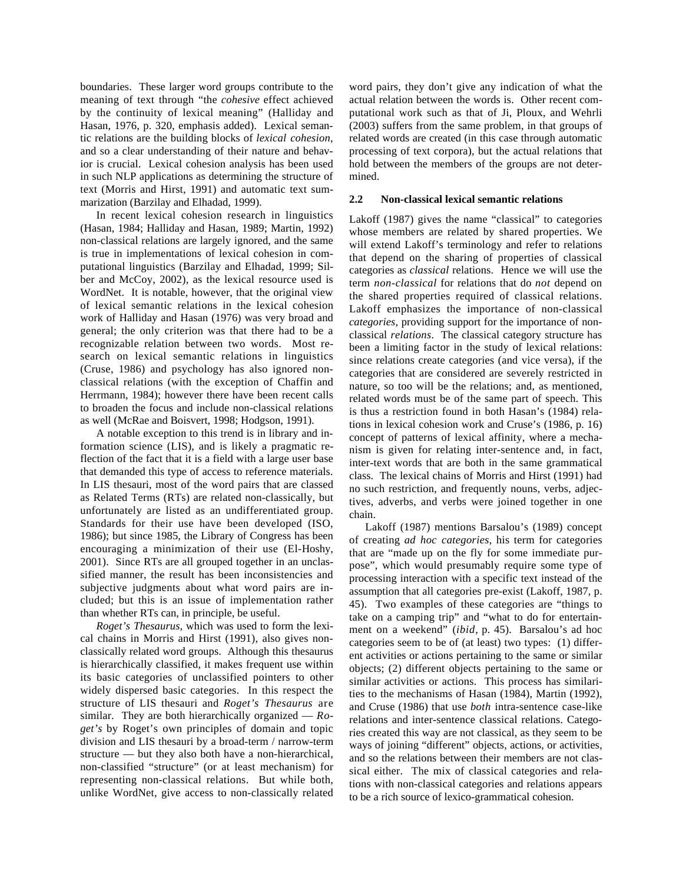boundaries. These larger word groups contribute to the meaning of text through "the *cohesive* effect achieved by the continuity of lexical meaning" (Halliday and Hasan, 1976, p. 320, emphasis added). Lexical semantic relations are the building blocks of *lexical cohesion*, and so a clear understanding of their nature and behavior is crucial. Lexical cohesion analysis has been used in such NLP applications as determining the structure of text (Morris and Hirst, 1991) and automatic text summarization (Barzilay and Elhadad, 1999).

In recent lexical cohesion research in linguistics (Hasan, 1984; Halliday and Hasan, 1989; Martin, 1992) non-classical relations are largely ignored, and the same is true in implementations of lexical cohesion in computational linguistics (Barzilay and Elhadad, 1999; Silber and McCoy, 2002), as the lexical resource used is WordNet. It is notable, however, that the original view of lexical semantic relations in the lexical cohesion work of Halliday and Hasan (1976) was very broad and general; the only criterion was that there had to be a recognizable relation between two words. Most research on lexical semantic relations in linguistics (Cruse, 1986) and psychology has also ignored non-classical relations (with the exception of Chaffin and Herrmann, 1984); however there have been recent calls to broaden the focus and include non-classical relations as well (McRae and Boisvert, 1998; Hodgson, 1991).

A notable exception to this trend is in library and information science (LIS), and is likely a pragmatic reflection of the fact that it is a field with a large user base that demanded this type of access to reference materials. In LIS thesauri, most of the word pairs that are classed as Related Terms (RTs) are related non-classically, but unfortunately are listed as an undifferentiated group. Standards for their use have been developed (ISO, 1986); but since 1985, the Library of Congress has been encouraging a minimization of their use (El-Hoshy, 2001). Since RTs are all grouped together in an unclassified manner, the result has been inconsistencies and subjective judgments about what word pairs are included; but this is an issue of implementation rather than whether RTs can, in principle, be useful.

*Roget's Thesaurus,* which was used to form the lexical chains in Morris and Hirst (1991), also gives non-classically related word groups. Although this thesaurus is hierarchically classified, it makes frequent use within its basic categories of unclassified pointers to other widely dispersed basic categories. In this respect the structure of LIS thesauri and *Roget's Thesaurus* are similar. They are both hierarchically organized — *Roget's* by Roget's own principles of domain and topic division and LIS thesauri by a broad-term / narrow-term structure — but they also both have a non-hierarchical, non-classified "structure" (or at least mechanism) for representing non-classical relations. But while both, unlike WordNet, give access to non-classically related word pairs, they don't give any indication of what the actual relation between the words is. Other recent computational work such as that of Ji, Ploux, and Wehrli (2003) suffers from the same problem, in that groups of related words are created (in this case through automatic processing of text corpora), but the actual relations that hold between the members of the groups are not determined.

## 2.2 Non-classical lexical semantic relations

Lakoff (1987) gives the name "classical" to categories whose members are related by shared properties. We will extend Lakoff's terminology and refer to relations that depend on the sharing of properties of classical categories as *classical* relations. Hence we will use the term *non-classical* for relations that do *not* depend on the shared properties required of classical relations. Lakoff emphasizes the importance of non-classical *categories,* providing support for the importance of non-classical *relations*. The classical category structure has been a limiting factor in the study of lexical relations: since relations create categories (and vice versa), if the categories that are considered are severely restricted in nature, so too will be the relations; and, as mentioned, related words must be of the same part of speech. This is thus a restriction found in both Hasan's (1984) relations in lexical cohesion work and Cruse's (1986, p. 16) concept of patterns of lexical affinity, where a mechanism is given for relating inter-sentence and, in fact, inter-text words that are both in the same grammatical class. The lexical chains of Morris and Hirst (1991) had no such restriction, and frequently nouns, verbs, adjectives, adverbs, and verbs were joined together in one chain.

Lakoff (1987) mentions Barsalou's (1989) concept of creating *ad hoc categories,* his term for categories that are "made up on the fly for some immediate purpose", which would presumably require some type of processing interaction with a specific text instead of the assumption that all categories pre-exist (Lakoff, 1987, p. 45). Two examples of these categories are "things to take on a camping trip" and "what to do for entertainment on a weekend" (*ibid*, p. 45). Barsalou's ad hoc categories seem to be of (at least) two types: (1) different activities or actions pertaining to the same or similar objects; (2) different objects pertaining to the same or similar activities or actions. This process has similarities to the mechanisms of Hasan (1984), Martin (1992), and Cruse (1986) that use *both* intra-sentence case-like relations and inter-sentence classical relations. Categories created this way are not classical, as they seem to be ways of joining "different" objects, actions, or activities, and so the relations between their members are not classical either. The mix of classical categories and relations with non-classical categories and relations appears to be a rich source of lexico-grammatical cohesion.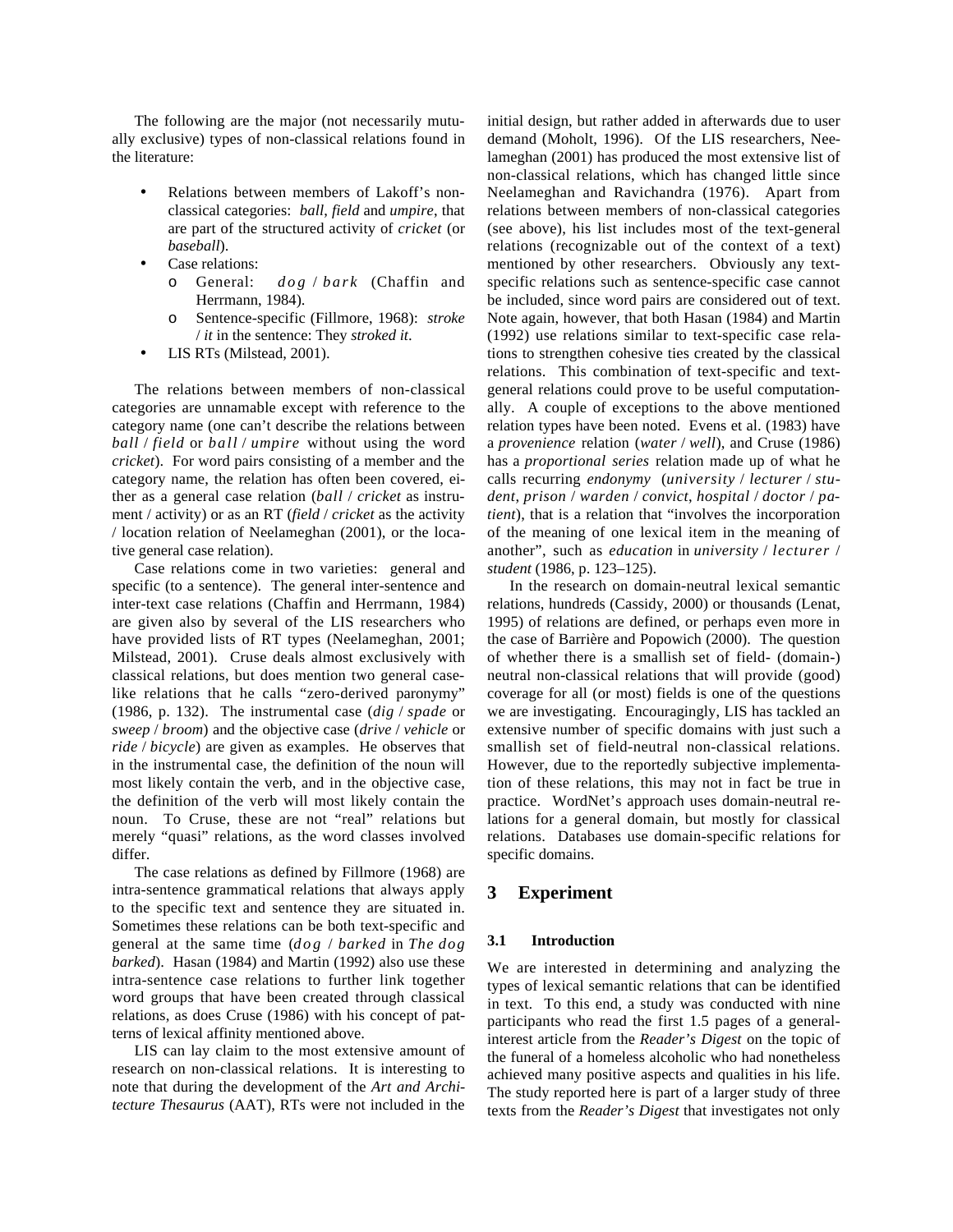The following are the major (not necessarily mutually exclusive) types of non-classical relations found in the literature:

- Relations between members of Lakoff's non-classical categories: *ball*, *field* and *umpire*, that are part of the structured activity of *cricket* (or *baseball*).
- Case relations:
  - General: *dog* / *bark* (Chaffin and Herrmann, 1984).
  - Sentence-specific (Fillmore, 1968): *stroke* / *it* in the sentence: They *stroked it*.
- LIS RTs (Milstead, 2001).

The relations between members of non-classical categories are unnamable except with reference to the category name (one can't describe the relations between *ball* / *field* or *ball* / *umpire* without using the word *cricket*). For word pairs consisting of a member and the category name, the relation has often been covered, either as a general case relation (*ball* / *cricket* as instrument / activity) or as an RT (*field* / *cricket* as the activity / location relation of Neelameghan (2001), or the locative general case relation).

Case relations come in two varieties: general and specific (to a sentence). The general inter-sentence and inter-text case relations (Chaffin and Herrmann, 1984) are given also by several of the LIS researchers who have provided lists of RT types (Neelameghan, 2001; Milstead, 2001). Cruse deals almost exclusively with classical relations, but does mention two general case-like relations that he calls "zero-derived paronymy" (1986, p. 132). The instrumental case (*dig* / *spade* or *sweep* / *broom*) and the objective case (*drive* / *vehicle* or *ride* / *bicycle*) are given as examples. He observes that in the instrumental case, the definition of the noun will most likely contain the verb, and in the objective case, the definition of the verb will most likely contain the noun. To Cruse, these are not "real" relations but merely "quasi" relations, as the word classes involved differ.

The case relations as defined by Fillmore (1968) are intra-sentence grammatical relations that always apply to the specific text and sentence they are situated in. Sometimes these relations can be both text-specific and general at the same time (*dog* / *barked* in *The dog barked*). Hasan (1984) and Martin (1992) also use these intra-sentence case relations to further link together word groups that have been created through classical relations, as does Cruse (1986) with his concept of patterns of lexical affinity mentioned above.

LIS can lay claim to the most extensive amount of research on non-classical relations. It is interesting to note that during the development of the *Art and Architecture Thesaurus* (AAT), RTs were not included in the initial design, but rather added in afterwards due to user demand (Moholt, 1996). Of the LIS researchers, Neelameghan (2001) has produced the most extensive list of non-classical relations, which has changed little since Neelameghan and Ravichandra (1976). Apart from relations between members of non-classical categories (see above), his list includes most of the text-general relations (recognizable out of the context of a text) mentioned by other researchers. Obviously any text-specific relations such as sentence-specific case cannot be included, since word pairs are considered out of text. Note again, however, that both Hasan (1984) and Martin (1992) use relations similar to text-specific case relations to strengthen cohesive ties created by the classical relations. This combination of text-specific and text-general relations could prove to be useful computationally. A couple of exceptions to the above mentioned relation types have been noted. Evens et al. (1983) have a *provenience* relation (*water* / *well*), and Cruse (1986) has a *proportional series* relation made up of what he calls recurring *endonymy* (*university* / *lecturer* / *student*, *prison* / *warden* / *convict*, *hospital* / *doctor* / *patient*), that is a relation that "involves the incorporation of the meaning of one lexical item in the meaning of another", such as *education* in *university* / *lecturer* / *student* (1986, p. 123–125).

In the research on domain-neutral lexical semantic relations, hundreds (Cassidy, 2000) or thousands (Lenat, 1995) of relations are defined, or perhaps even more in the case of Barrière and Popowich (2000). The question of whether there is a smallish set of field- (domain-) neutral non-classical relations that will provide (good) coverage for all (or most) fields is one of the questions we are investigating. Encouragingly, LIS has tackled an extensive number of specific domains with just such a smallish set of field-neutral non-classical relations. However, due to the reportedly subjective implementation of these relations, this may not in fact be true in practice. WordNet's approach uses domain-neutral relations for a general domain, but mostly for classical relations. Databases use domain-specific relations for specific domains.

## 3 Experiment

### 3.1 Introduction

We are interested in determining and analyzing the types of lexical semantic relations that can be identified in text. To this end, a study was conducted with nine participants who read the first 1.5 pages of a general-interest article from the *Reader's Digest* on the topic of the funeral of a homeless alcoholic who had nonetheless achieved many positive aspects and qualities in his life. The study reported here is part of a larger study of three texts from the *Reader's Digest* that investigates not only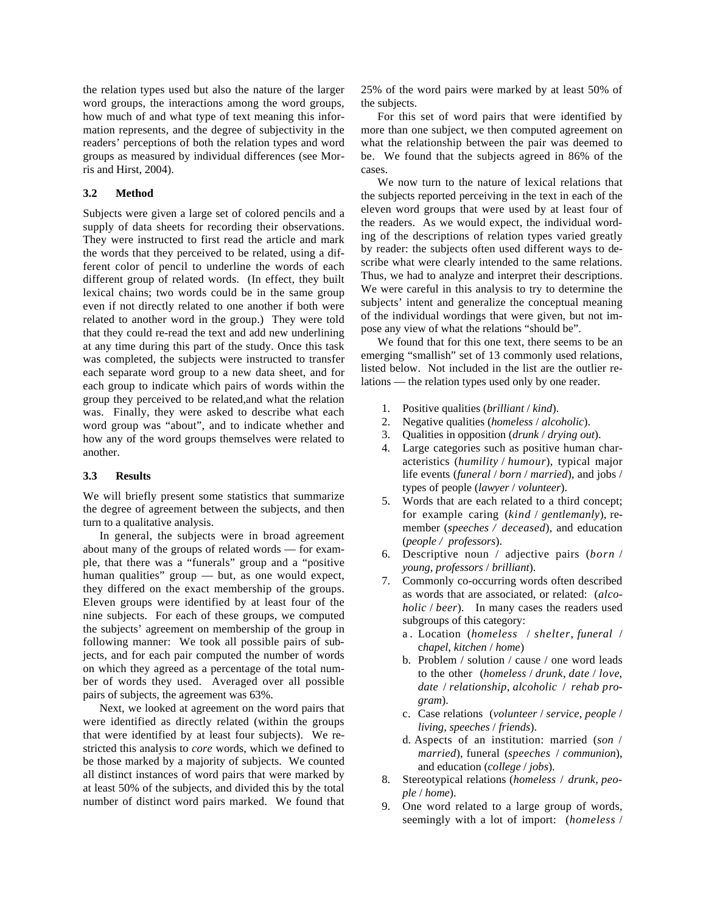the relation types used but also the nature of the larger word groups, the interactions among the word groups, how much of and what type of text meaning this information represents, and the degree of subjectivity in the readers' perceptions of both the relation types and word groups as measured by individual differences (see Morris and Hirst, 2004).

### 3.2 Method

Subjects were given a large set of colored pencils and a supply of data sheets for recording their observations. They were instructed to first read the article and mark the words that they perceived to be related, using a different color of pencil to underline the words of each different group of related words. (In effect, they built lexical chains; two words could be in the same group even if not directly related to one another if both were related to another word in the group.) They were told that they could re-read the text and add new underlining at any time during this part of the study. Once this task was completed, the subjects were instructed to transfer each separate word group to a new data sheet, and for each group to indicate which pairs of words within the group they perceived to be related,and what the relation was. Finally, they were asked to describe what each word group was "about", and to indicate whether and how any of the word groups themselves were related to another.

### 3.3 Results

We will briefly present some statistics that summarize the degree of agreement between the subjects, and then turn to a qualitative analysis.

In general, the subjects were in broad agreement about many of the groups of related words — for example, that there was a "funerals" group and a "positive human qualities" group — but, as one would expect, they differed on the exact membership of the groups. Eleven groups were identified by at least four of the nine subjects. For each of these groups, we computed the subjects' agreement on membership of the group in following manner: We took all possible pairs of subjects, and for each pair computed the number of words on which they agreed as a percentage of the total number of words they used. Averaged over all possible pairs of subjects, the agreement was 63%.

Next, we looked at agreement on the word pairs that were identified as directly related (within the groups that were identified by at least four subjects). We restricted this analysis to *core* words, which we defined to be those marked by a majority of subjects. We counted all distinct instances of word pairs that were marked by at least 50% of the subjects, and divided this by the total number of distinct word pairs marked. We found that 25% of the word pairs were marked by at least 50% of the subjects.

For this set of word pairs that were identified by more than one subject, we then computed agreement on what the relationship between the pair was deemed to be. We found that the subjects agreed in 86% of the cases.

We now turn to the nature of lexical relations that the subjects reported perceiving in the text in each of the eleven word groups that were used by at least four of the readers. As we would expect, the individual wording of the descriptions of relation types varied greatly by reader: the subjects often used different ways to describe what were clearly intended to the same relations. Thus, we had to analyze and interpret their descriptions. We were careful in this analysis to try to determine the subjects' intent and generalize the conceptual meaning of the individual wordings that were given, but not impose any view of what the relations "should be".

We found that for this one text, there seems to be an emerging "smallish" set of 13 commonly used relations, listed below. Not included in the list are the outlier relations — the relation types used only by one reader.

1. Positive qualities (*brilliant* / *kind*).
2. Negative qualities (*homeless* / *alcoholic*).
3. Qualities in opposition (*drunk* / *drying out*).
4. Large categories such as positive human characteristics (*humility* / *humour*), typical major life events (*funeral* / *born* / *married*), and jobs / types of people (*lawyer* / *volunteer*).
5. Words that are each related to a third concept; for example caring (*kind* / *gentlemanly*), remember (*speeches / deceased*), and education (*people / professors*).
6. Descriptive noun / adjective pairs (*born* / *young*, *professors* / *brilliant*).
7. Commonly co-occurring words often described as words that are associated, or related: (*alcoholic* / *beer*). In many cases the readers used subgroups of this category:
   a. Location (*homeless* / *shelter*, *funeral* / c*hapel*, *kitchen* / *home*)
   b. Problem / solution / cause / one word leads to the other (*homeless* / *drunk*, *date* / *love*, *date* / *relationship*, *alcoholic* / *rehab program*).
   c. Case relations (*volunteer* / *service*, *people* / *living*, *speeches* / *friends*).
   d. Aspects of an institution: married (*son* / *married*), funeral (*speeches* / *communion*), and education (*college* / *jobs*).
8. Stereotypical relations (*homeless* / *drunk*, *people* / *home*).
9. One word related to a large group of words, seemingly with a lot of import: (*homeless* /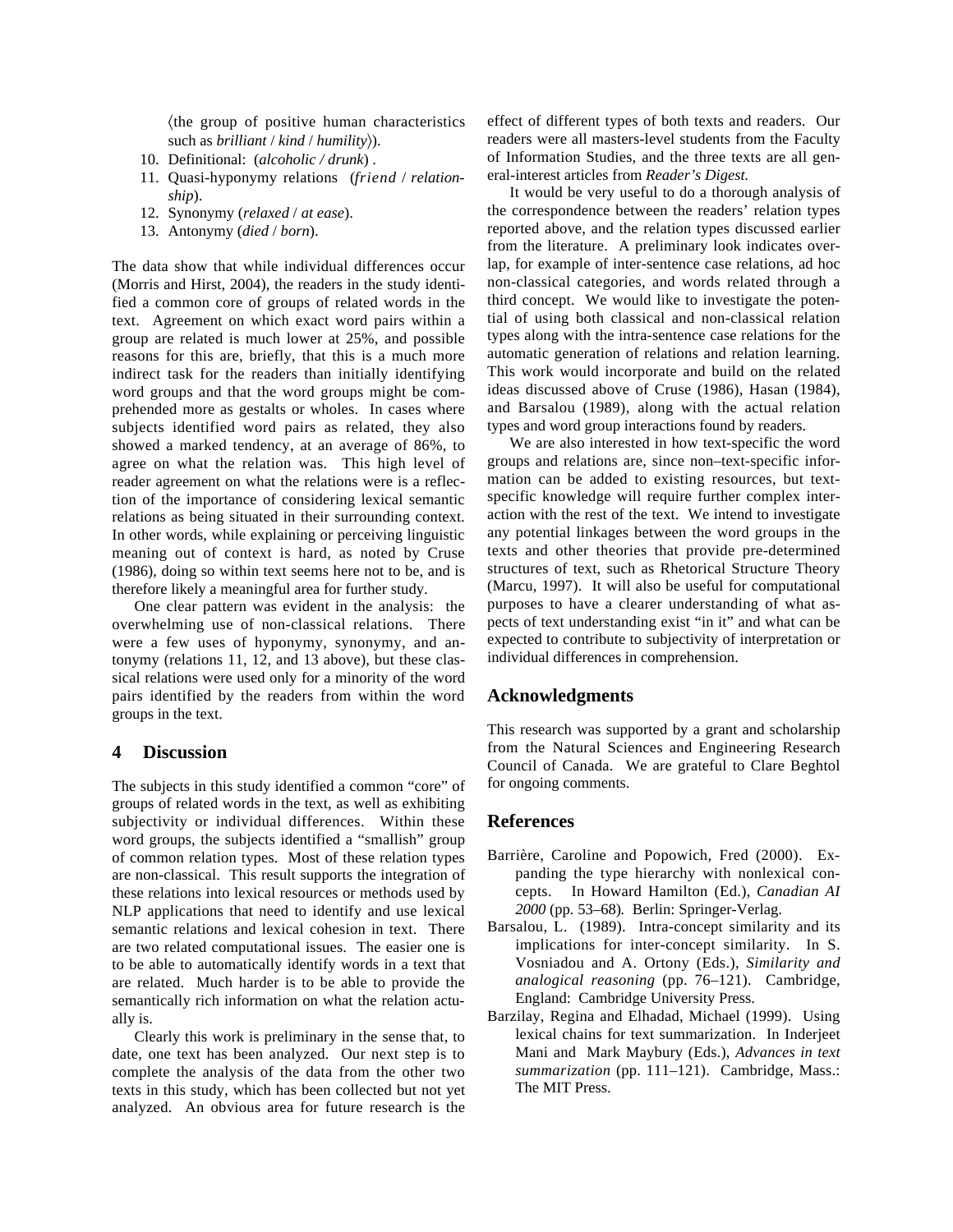⟨the group of positive human characteristics such as *brilliant* / *kind* / *humility*⟩).

10. Definitional: (*alcoholic / drunk*) .
11. Quasi-hyponymy relations (*friend* / *relationship*).
12. Synonymy (*relaxed* / *at ease*).
13. Antonymy (*died* / *born*).

The data show that while individual differences occur (Morris and Hirst, 2004), the readers in the study identified a common core of groups of related words in the text. Agreement on which exact word pairs within a group are related is much lower at 25%, and possible reasons for this are, briefly, that this is a much more indirect task for the readers than initially identifying word groups and that the word groups might be comprehended more as gestalts or wholes. In cases where subjects identified word pairs as related, they also showed a marked tendency, at an average of 86%, to agree on what the relation was. This high level of reader agreement on what the relations were is a reflection of the importance of considering lexical semantic relations as being situated in their surrounding context. In other words, while explaining or perceiving linguistic meaning out of context is hard, as noted by Cruse (1986), doing so within text seems here not to be, and is therefore likely a meaningful area for further study.

One clear pattern was evident in the analysis: the overwhelming use of non-classical relations. There were a few uses of hyponymy, synonymy, and antonymy (relations 11, 12, and 13 above), but these classical relations were used only for a minority of the word pairs identified by the readers from within the word groups in the text.

## 4 Discussion

The subjects in this study identified a common "core" of groups of related words in the text, as well as exhibiting subjectivity or individual differences. Within these word groups, the subjects identified a "smallish" group of common relation types. Most of these relation types are non-classical. This result supports the integration of these relations into lexical resources or methods used by NLP applications that need to identify and use lexical semantic relations and lexical cohesion in text. There are two related computational issues. The easier one is to be able to automatically identify words in a text that are related. Much harder is to be able to provide the semantically rich information on what the relation actually is.

Clearly this work is preliminary in the sense that, to date, one text has been analyzed. Our next step is to complete the analysis of the data from the other two texts in this study, which has been collected but not yet analyzed. An obvious area for future research is the effect of different types of both texts and readers. Our readers were all masters-level students from the Faculty of Information Studies, and the three texts are all general-interest articles from *Reader's Digest.*

It would be very useful to do a thorough analysis of the correspondence between the readers' relation types reported above, and the relation types discussed earlier from the literature. A preliminary look indicates overlap, for example of inter-sentence case relations, ad hoc non-classical categories, and words related through a third concept. We would like to investigate the potential of using both classical and non-classical relation types along with the intra-sentence case relations for the automatic generation of relations and relation learning. This work would incorporate and build on the related ideas discussed above of Cruse (1986), Hasan (1984), and Barsalou (1989), along with the actual relation types and word group interactions found by readers.

We are also interested in how text-specific the word groups and relations are, since non–text-specific information can be added to existing resources, but text-specific knowledge will require further complex interaction with the rest of the text. We intend to investigate any potential linkages between the word groups in the texts and other theories that provide pre-determined structures of text, such as Rhetorical Structure Theory (Marcu, 1997). It will also be useful for computational purposes to have a clearer understanding of what aspects of text understanding exist "in it" and what can be expected to contribute to subjectivity of interpretation or individual differences in comprehension.

## Acknowledgments

This research was supported by a grant and scholarship from the Natural Sciences and Engineering Research Council of Canada. We are grateful to Clare Beghtol for ongoing comments.

## References

Barrière, Caroline and Popowich, Fred (2000). Expanding the type hierarchy with nonlexical concepts. In Howard Hamilton (Ed.), *Canadian AI 2000* (pp. 53–68). Berlin: Springer-Verlag.

Barsalou, L. (1989). Intra-concept similarity and its implications for inter-concept similarity. In S. Vosniadou and A. Ortony (Eds.), *Similarity and analogical reasoning* (pp. 76–121). Cambridge, England: Cambridge University Press.

Barzilay, Regina and Elhadad, Michael (1999). Using lexical chains for text summarization. In Inderjeet Mani and Mark Maybury (Eds.), *Advances in text summarization* (pp. 111–121). Cambridge, Mass.: The MIT Press.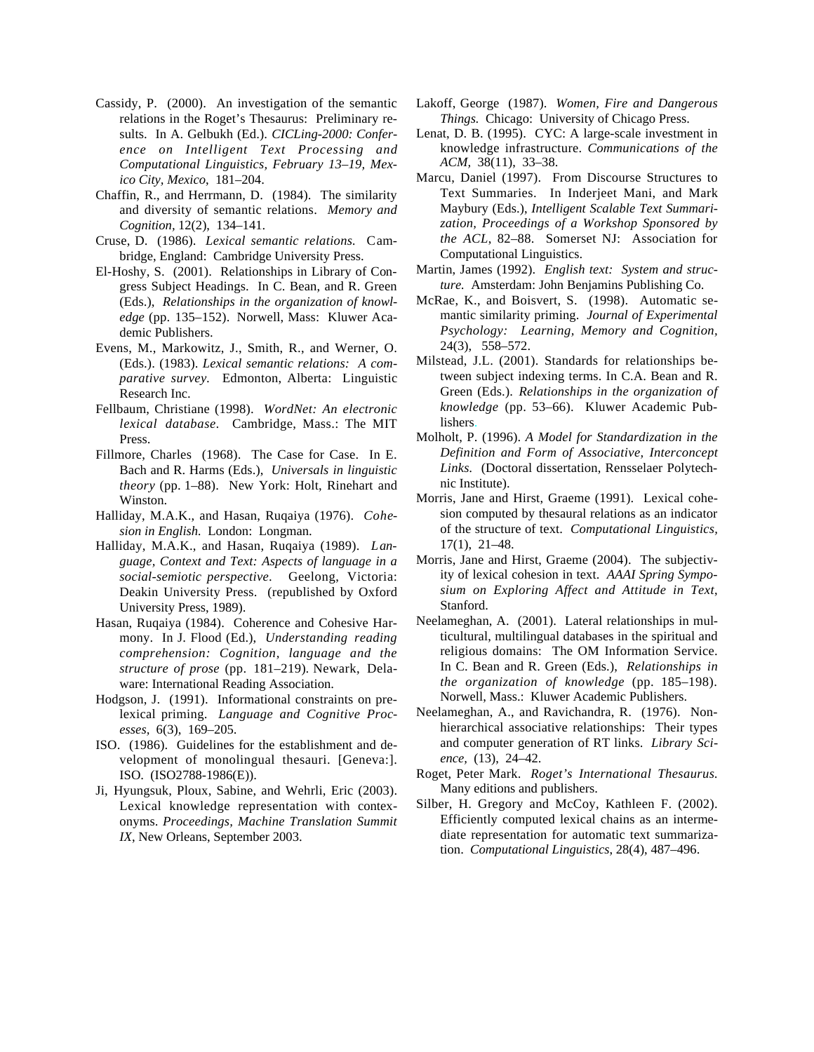Cassidy, P. (2000). An investigation of the semantic relations in the Roget's Thesaurus: Preliminary results. In A. Gelbukh (Ed.). *CICLing-2000: Conference on Intelligent Text Processing and Computational Linguistics, February 13–19, Mexico City, Mexico*, 181–204.

Chaffin, R., and Herrmann, D. (1984). The similarity and diversity of semantic relations. *Memory and Cognition,* 12(2), 134–141.

Cruse, D. (1986). *Lexical semantic relations.* Cambridge, England: Cambridge University Press.

El-Hoshy, S. (2001). Relationships in Library of Congress Subject Headings. In C. Bean, and R. Green (Eds.), *Relationships in the organization of knowledge* (pp. 135–152). Norwell, Mass: Kluwer Academic Publishers.

Evens, M., Markowitz, J., Smith, R., and Werner, O. (Eds.). (1983). *Lexical semantic relations: A comparative survey.* Edmonton, Alberta: Linguistic Research Inc.

Fellbaum, Christiane (1998). *WordNet: An electronic lexical database*. Cambridge, Mass.: The MIT Press.

Fillmore, Charles (1968). The Case for Case. In E. Bach and R. Harms (Eds.), *Universals in linguistic theory* (pp. 1–88). New York: Holt, Rinehart and Winston.

Halliday, M.A.K., and Hasan, Ruqaiya (1976). *Cohesion in English.* London: Longman.

Halliday, M.A.K., and Hasan, Ruqaiya (1989). *Language, Context and Text: Aspects of language in a social-semiotic perspective*. Geelong, Victoria: Deakin University Press. (republished by Oxford University Press, 1989).

Hasan, Ruqaiya (1984). Coherence and Cohesive Harmony. In J. Flood (Ed.), *Understanding reading comprehension: Cognition, language and the structure of prose* (pp. 181–219). Newark, Delaware: International Reading Association.

Hodgson, J. (1991). Informational constraints on prelexical priming. *Language and Cognitive Processes,* 6(3), 169–205.

ISO. (1986). Guidelines for the establishment and development of monolingual thesauri. [Geneva:]. ISO. (ISO2788-1986(E)).

Ji, Hyungsuk, Ploux, Sabine, and Wehrli, Eric (2003). Lexical knowledge representation with contexonyms. *Proceedings, Machine Translation Summit IX*, New Orleans, September 2003.

Lakoff, George (1987). *Women, Fire and Dangerous Things.* Chicago: University of Chicago Press.

Lenat, D. B. (1995). CYC: A large-scale investment in knowledge infrastructure. *Communications of the ACM,* 38(11), 33–38.

Marcu, Daniel (1997). From Discourse Structures to Text Summaries. In Inderjeet Mani, and Mark Maybury (Eds.), *Intelligent Scalable Text Summarization, Proceedings of a Workshop Sponsored by the ACL,* 82–88. Somerset NJ: Association for Computational Linguistics.

Martin, James (1992). *English text: System and structure.* Amsterdam: John Benjamins Publishing Co.

McRae, K., and Boisvert, S. (1998). Automatic semantic similarity priming. *Journal of Experimental Psychology: Learning, Memory and Cognition*, 24(3), 558–572.

Milstead, J.L. (2001). Standards for relationships between subject indexing terms. In C.A. Bean and R. Green (Eds.). *Relationships in the organization of knowledge* (pp. 53–66). Kluwer Academic Publishers.

Molholt, P. (1996). *A Model for Standardization in the Definition and Form of Associative, Interconcept Links.* (Doctoral dissertation, Rensselaer Polytechnic Institute).

Morris, Jane and Hirst, Graeme (1991). Lexical cohesion computed by thesaural relations as an indicator of the structure of text. *Computational Linguistics,* 17(1), 21–48.

Morris, Jane and Hirst, Graeme (2004). The subjectivity of lexical cohesion in text. *AAAI Spring Symposium on Exploring Affect and Attitude in Text*, Stanford.

Neelameghan, A. (2001). Lateral relationships in multicultural, multilingual databases in the spiritual and religious domains: The OM Information Service. In C. Bean and R. Green (Eds.), *Relationships in the organization of knowledge* (pp. 185–198). Norwell, Mass.: Kluwer Academic Publishers.

Neelameghan, A., and Ravichandra, R. (1976). Nonhierarchical associative relationships: Their types and computer generation of RT links. *Library Science,* (13), 24–42.

Roget, Peter Mark. *Roget's International Thesaurus.* Many editions and publishers.

Silber, H. Gregory and McCoy, Kathleen F. (2002). Efficiently computed lexical chains as an intermediate representation for automatic text summarization. *Computational Linguistics*, 28(4), 487–496.